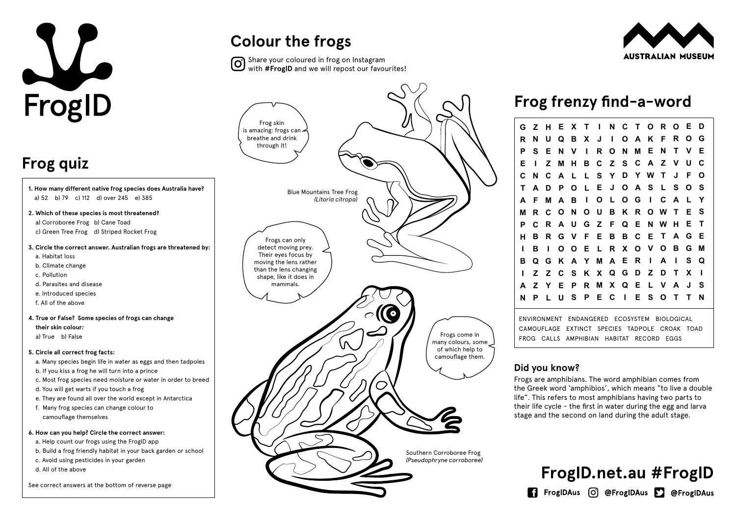# FrogID

## Frog quiz

**1. How many different native frog species does Australia have?**
a) 52 b) 79 c) 112 d) over 245 e) 385

**2. Which of these species is most threatened?**
a) Corroboree Frog b) Cane Toad
c) Green Tree Frog d) Striped Rocket Frog

**3. Circle the correct answer. Australian frogs are threatened by:**
a. Habitat loss
b. Climate change
c. Pollution
d. Parasites and disease
e. Introduced species
f. All of the above

**4. True or False? Some species of frogs can change their skin colour:**
a) True b) False

**5. Circle all correct frog facts:**
a. Many species begin life in water as eggs and then tadpoles
b. If you kiss a frog he will turn into a prince
c. Most frog species need moisture or water in order to breed
d. You will get warts if you touch a frog
e. They are found all over the world except in Antarctica
f. Many frog species can change colour to camouflage themselves

**6. How can you help? Circle the correct answer:**
a. Help count our frogs using the FrogID app
b. Build a frog friendly habitat in your back garden or school
c. Avoid using pesticides in your garden
d. All of the above

See correct answers at the bottom of reverse page

## Colour the frogs

Share your coloured in frog on Instagram with **#FrogID** and we will repost our favourites!

Frog skin is amazing: frogs can breathe and drink through it!

Blue Mountains Tree Frog
*(Litoria citropa)*

Frogs can only detect moving prey. Their eyes focus by moving the lens rather than the lens changing shape, like it does in mammals.

Frogs come in many colours, some of which help to camouflage them.

Southern Corroboree Frog
*(Pseudophryne corroboree)*

AUSTRALIAN MUSEUM

## Frog frenzy find-a-word

```
G Z H E X T I N C T O R O E D
R N U Q B X J I O A K F R O G
P S E N V I R O N M E N T V E
E I Z M H B C Z S C A Z V U C
C N C A L L S Y D Y W T J F O
T A D P O L E J O A S L S O S
A F M A B I O L O G I C A L Y
M R C O N O U B K R O W T E S
P C R A U G Z F Q E N W H E T
H B R G V F E B B C E T A G E
I B I O O E L R X O V O B G M
B Q G K A Y M A E R I A I S Q
I Z Z C S K X Q G D Z D T X I
A Z Y E P R M X Q E L V A J S
N P L U S P E C I E S O T T N
```

ENVIRONMENT ENDANGERED ECOSYSTEM BIOLOGICAL CAMOUFLAGE EXTINCT SPECIES TADPOLE CROAK TOAD FROG CALLS AMPHIBIAN HABITAT RECORD EGGS

### Did you know?

Frogs are amphibians. The word amphibian comes from the Greek word 'amphibios', which means "to live a double life". This refers to most amphibians having two parts to their life cycle - the first in water during the egg and larva stage and the second on land during the adult stage.

**FrogID.net.au #FrogID**

FrogIDAus @FrogIDAus @FrogIDAus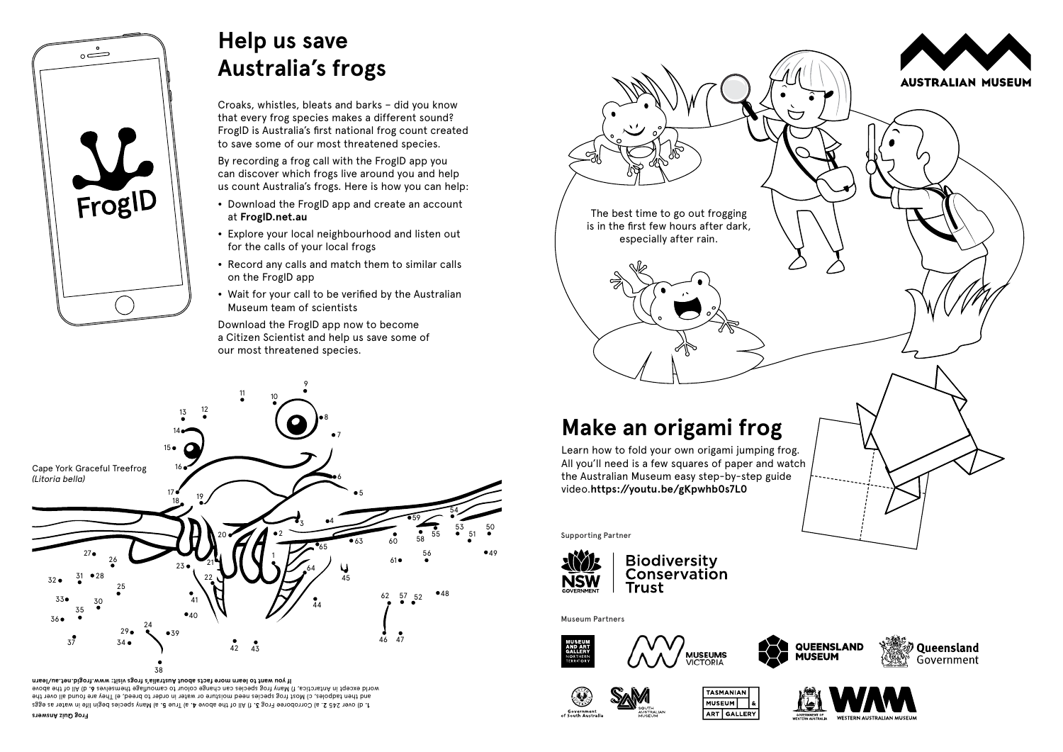# Help us save Australia's frogs

Croaks, whistles, bleats and barks – did you know that every frog species makes a different sound? FrogID is Australia's first national frog count created to save some of our most threatened species.

By recording a frog call with the FrogID app you can discover which frogs live around you and help us count Australia's frogs. Here is how you can help:

- Download the FrogID app and create an account at **FrogID.net.au**
- Explore your local neighbourhood and listen out for the calls of your local frogs
- Record any calls and match them to similar calls on the FrogID app
- Wait for your call to be verified by the Australian Museum team of scientists

Download the FrogID app now to become a Citizen Scientist and help us save some of our most threatened species.

Cape York Graceful Treefrog
*(Litoria bella)*

The best time to go out frogging is in the first few hours after dark, especially after rain.

# Make an origami frog

Learn how to fold your own origami jumping frog. All you'll need is a few squares of paper and watch the Australian Museum easy step-by-step guide video.**https://youtu.be/gKpwhb0s7L0**

Supporting Partner

NSW Government | Biodiversity Conservation Trust

Museum Partners

Museum and Art Gallery Northern Territory | Museums Victoria | Queensland Museum | Queensland Government | Government of South Australia | South Australian Museum | Tasmanian Museum & Art Gallery | Government of Western Australia | Western Australian Museum

**Frog Quiz Answers**

**1.** d) over 245 **2.** a) Corroboree Frog **3.** f) All of the above **4.** a) True **5.** a) Many species begin life in water as eggs and then tadpoles, c) Most frog species need moisture or water in order to breed, e) They are found all over the world except in Antarctica, f) Many frog species can change colour to camouflage themselves **6.** d) All of the above

**If you want to learn more facts about Australia's frogs visit: www.frogid.net.au/learn**